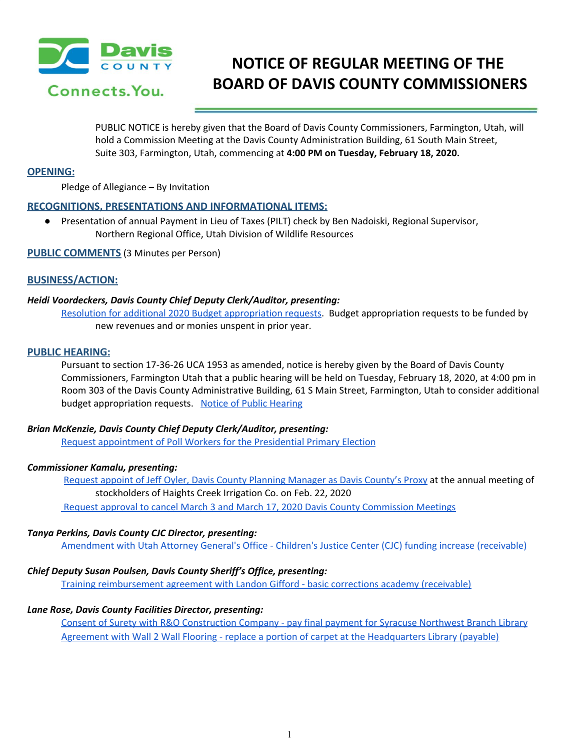# NOTICE OF REGULAR MEETING OF THE BOARD OF DAVIS COUNTY COMMISSIONERS

PUBLIC NOTICE is hereby given that the Board of Davis County Commissioners, Farmington, Utah, will hold a Commission Meeting at the Davis County Administration Building, 61 South Main Street, Suite 303, Farmington, Utah, commencing at **4:00 PM on Tuesday, February 18, 2020.**

## OPENING:

Pledge of Allegiance – By Invitation

## RECOGNITIONS, PRESENTATIONS AND INFORMATIONAL ITEMS:

- Presentation of annual Payment in Lieu of Taxes (PILT) check by Ben Nadoiski, Regional Supervisor, Northern Regional Office, Utah Division of Wildlife Resources

## PUBLIC COMMENTS (3 Minutes per Person)

## BUSINESS/ACTION:

***Heidi Voordeckers, Davis County Chief Deputy Clerk/Auditor, presenting:***

Resolution for additional 2020 Budget appropriation requests. Budget appropriation requests to be funded by new revenues and or monies unspent in prior year.

## PUBLIC HEARING:

Pursuant to section 17-36-26 UCA 1953 as amended, notice is hereby given by the Board of Davis County Commissioners, Farmington Utah that a public hearing will be held on Tuesday, February 18, 2020, at 4:00 pm in Room 303 of the Davis County Administrative Building, 61 S Main Street, Farmington, Utah to consider additional budget appropriation requests. Notice of Public Hearing

***Brian McKenzie, Davis County Chief Deputy Clerk/Auditor, presenting:***

Request appointment of Poll Workers for the Presidential Primary Election

***Commissioner Kamalu, presenting:***

Request appoint of Jeff Oyler, Davis County Planning Manager as Davis County's Proxy at the annual meeting of stockholders of Haights Creek Irrigation Co. on Feb. 22, 2020

Request approval to cancel March 3 and March 17, 2020 Davis County Commission Meetings

***Tanya Perkins, Davis County CJC Director, presenting:***

Amendment with Utah Attorney General's Office - Children's Justice Center (CJC) funding increase (receivable)

***Chief Deputy Susan Poulsen, Davis County Sheriff's Office, presenting:***

Training reimbursement agreement with Landon Gifford - basic corrections academy (receivable)

***Lane Rose, Davis County Facilities Director, presenting:***

Consent of Surety with R&O Construction Company - pay final payment for Syracuse Northwest Branch Library

Agreement with Wall 2 Wall Flooring - replace a portion of carpet at the Headquarters Library (payable)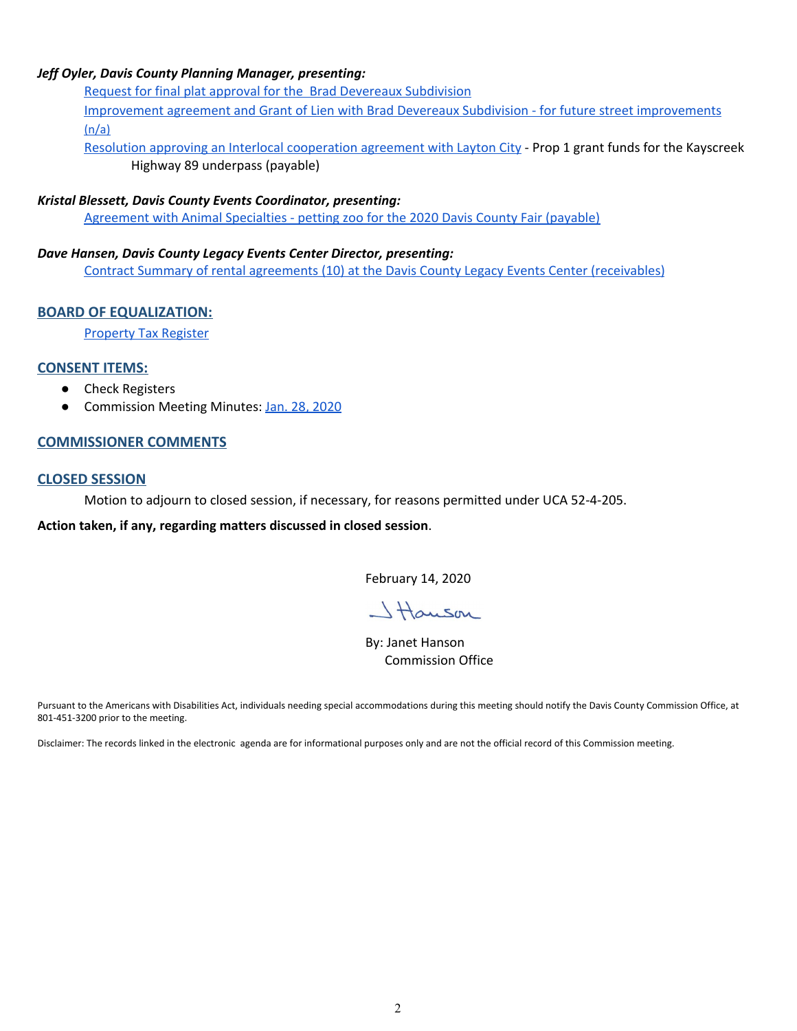***Jeff Oyler, Davis County Planning Manager, presenting:***

Request for final plat approval for the  Brad Devereaux Subdivision

Improvement agreement and Grant of Lien with Brad Devereaux Subdivision - for future street improvements (n/a)

Resolution approving an Interlocal cooperation agreement with Layton City - Prop 1 grant funds for the Kayscreek Highway 89 underpass (payable)

***Kristal Blessett, Davis County Events Coordinator, presenting:***

Agreement with Animal Specialties - petting zoo for the 2020 Davis County Fair (payable)

***Dave Hansen, Davis County Legacy Events Center Director, presenting:***

Contract Summary of rental agreements (10) at the Davis County Legacy Events Center (receivables)

## BOARD OF EQUALIZATION:

Property Tax Register

## CONSENT ITEMS:

- Check Registers
- Commission Meeting Minutes: Jan. 28, 2020

## COMMISSIONER COMMENTS

## CLOSED SESSION

Motion to adjourn to closed session, if necessary, for reasons permitted under UCA 52-4-205.

**Action taken, if any, regarding matters discussed in closed session**.

February 14, 2020

J Hanson

By: Janet Hanson
Commission Office

Pursuant to the Americans with Disabilities Act, individuals needing special accommodations during this meeting should notify the Davis County Commission Office, at 801-451-3200 prior to the meeting.

Disclaimer: The records linked in the electronic  agenda are for informational purposes only and are not the official record of this Commission meeting.